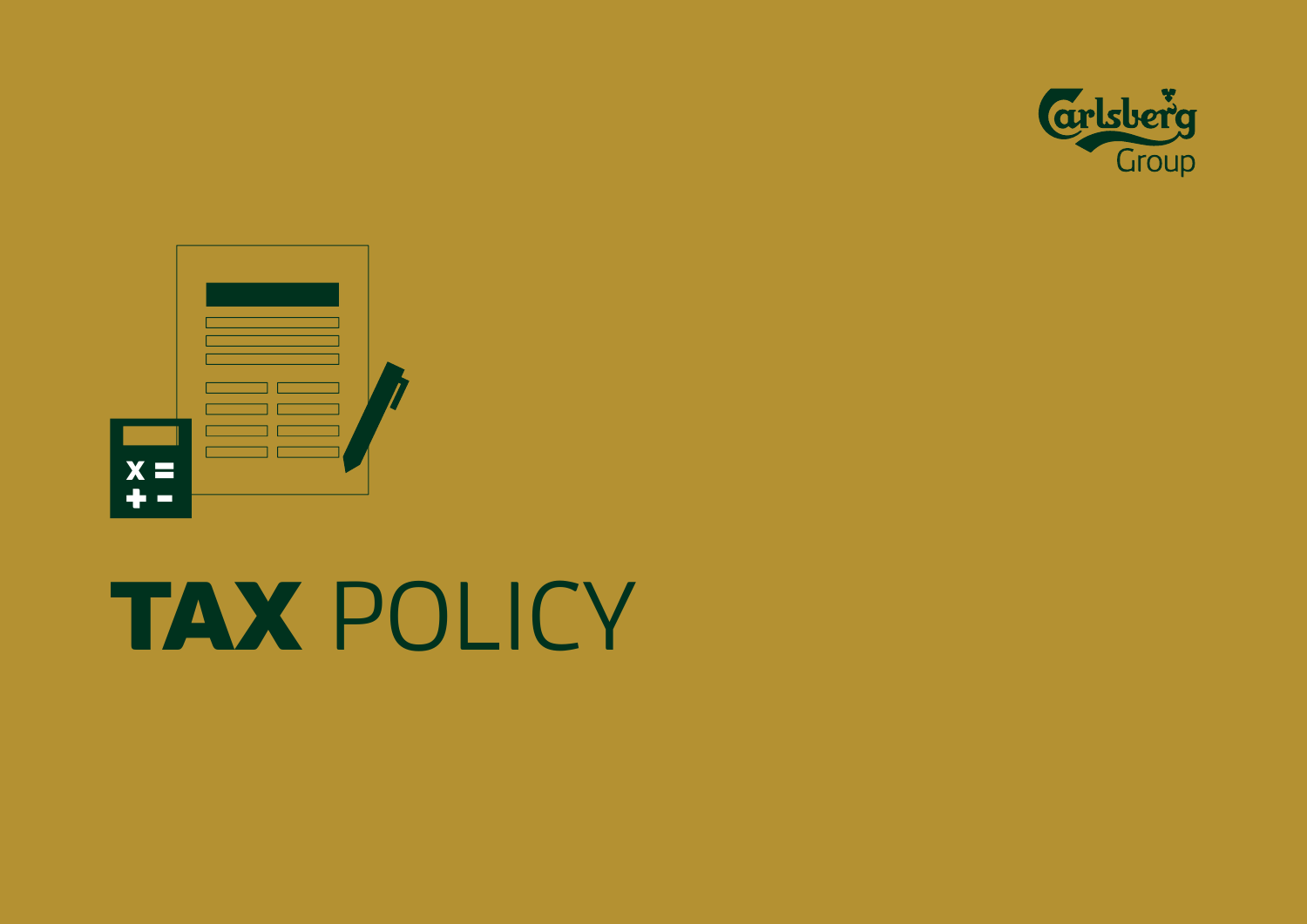Carlsberg Group

# TAX POLICY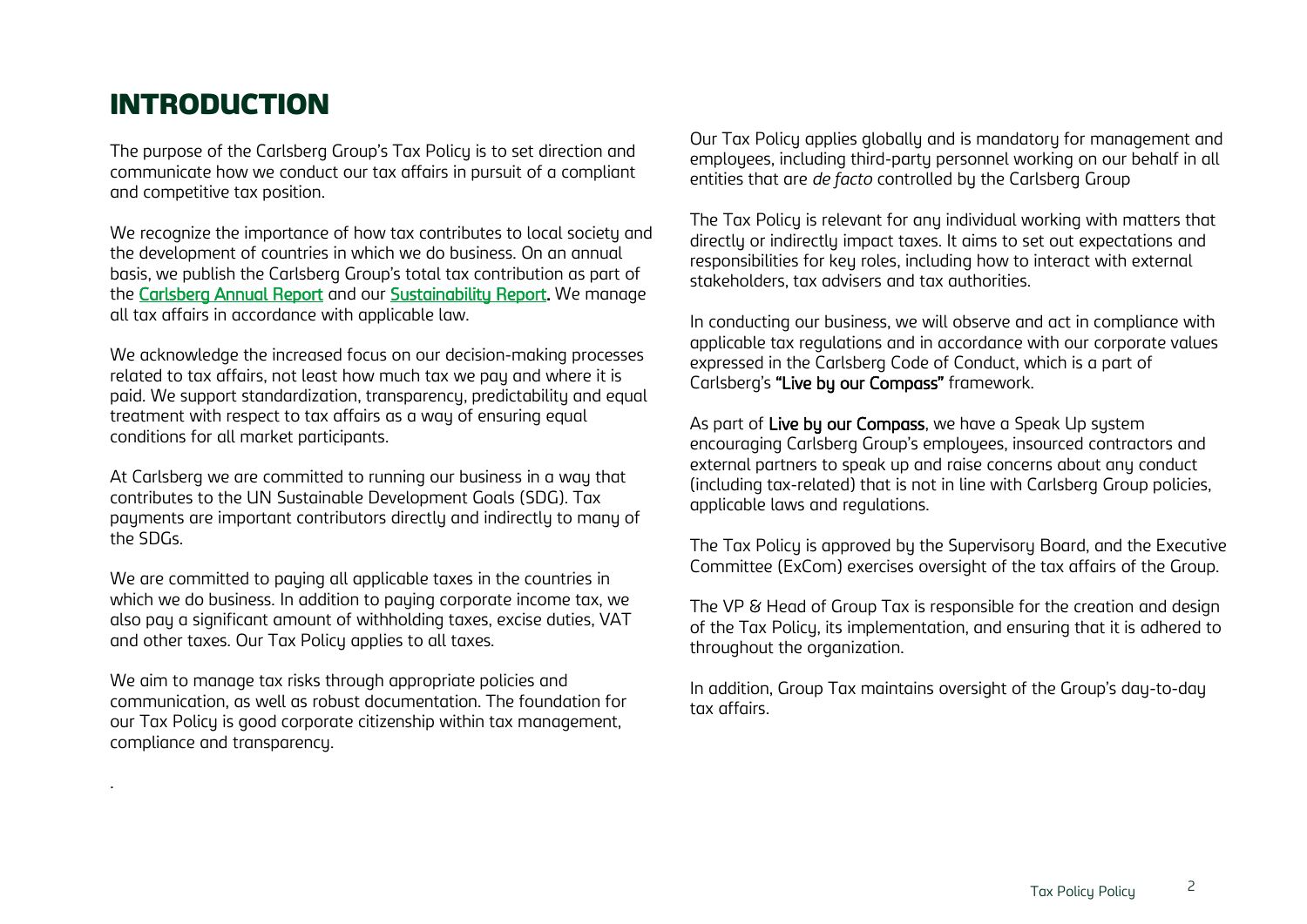# INTRODUCTION

The purpose of the Carlsberg Group's Tax Policy is to set direction and communicate how we conduct our tax affairs in pursuit of a compliant and competitive tax position.

We recognize the importance of how tax contributes to local society and the development of countries in which we do business. On an annual basis, we publish the Carlsberg Group's total tax contribution as part of the Carlsberg Annual Report and our Sustainability Report. We manage all tax affairs in accordance with applicable law.

We acknowledge the increased focus on our decision-making processes related to tax affairs, not least how much tax we pay and where it is paid. We support standardization, transparency, predictability and equal treatment with respect to tax affairs as a way of ensuring equal conditions for all market participants.

At Carlsberg we are committed to running our business in a way that contributes to the UN Sustainable Development Goals (SDG). Tax payments are important contributors directly and indirectly to many of the SDGs.

We are committed to paying all applicable taxes in the countries in which we do business. In addition to paying corporate income tax, we also pay a significant amount of withholding taxes, excise duties, VAT and other taxes. Our Tax Policy applies to all taxes.

We aim to manage tax risks through appropriate policies and communication, as well as robust documentation. The foundation for our Tax Policy is good corporate citizenship within tax management, compliance and transparency.

.

Our Tax Policy applies globally and is mandatory for management and employees, including third-party personnel working on our behalf in all entities that are *de facto* controlled by the Carlsberg Group

The Tax Policy is relevant for any individual working with matters that directly or indirectly impact taxes. It aims to set out expectations and responsibilities for key roles, including how to interact with external stakeholders, tax advisers and tax authorities.

In conducting our business, we will observe and act in compliance with applicable tax regulations and in accordance with our corporate values expressed in the Carlsberg Code of Conduct, which is a part of Carlsberg's "Live by our Compass" framework.

As part of Live by our Compass, we have a Speak Up system encouraging Carlsberg Group's employees, insourced contractors and external partners to speak up and raise concerns about any conduct (including tax-related) that is not in line with Carlsberg Group policies, applicable laws and regulations.

The Tax Policy is approved by the Supervisory Board, and the Executive Committee (ExCom) exercises oversight of the tax affairs of the Group.

The VP & Head of Group Tax is responsible for the creation and design of the Tax Policy, its implementation, and ensuring that it is adhered to throughout the organization.

In addition, Group Tax maintains oversight of the Group's day-to-day tax affairs.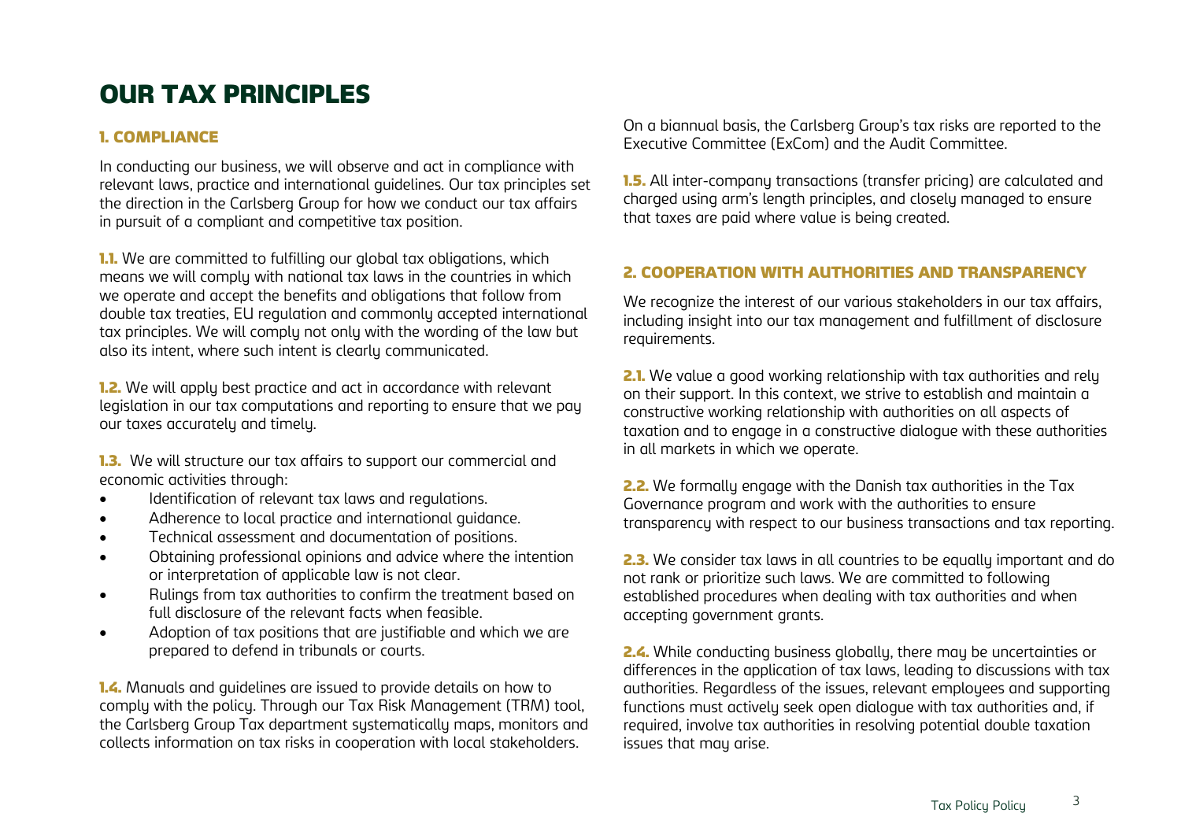# OUR TAX PRINCIPLES

## 1. COMPLIANCE

In conducting our business, we will observe and act in compliance with relevant laws, practice and international guidelines. Our tax principles set the direction in the Carlsberg Group for how we conduct our tax affairs in pursuit of a compliant and competitive tax position.

**1.1.** We are committed to fulfilling our global tax obligations, which means we will comply with national tax laws in the countries in which we operate and accept the benefits and obligations that follow from double tax treaties, EU regulation and commonly accepted international tax principles. We will comply not only with the wording of the law but also its intent, where such intent is clearly communicated.

**1.2.** We will apply best practice and act in accordance with relevant legislation in our tax computations and reporting to ensure that we pay our taxes accurately and timely.

**1.3.** We will structure our tax affairs to support our commercial and economic activities through:

- Identification of relevant tax laws and regulations.
- Adherence to local practice and international guidance.
- Technical assessment and documentation of positions.
- Obtaining professional opinions and advice where the intention or interpretation of applicable law is not clear.
- Rulings from tax authorities to confirm the treatment based on full disclosure of the relevant facts when feasible.
- Adoption of tax positions that are justifiable and which we are prepared to defend in tribunals or courts.

**1.4.** Manuals and guidelines are issued to provide details on how to comply with the policy. Through our Tax Risk Management (TRM) tool, the Carlsberg Group Tax department systematically maps, monitors and collects information on tax risks in cooperation with local stakeholders.

On a biannual basis, the Carlsberg Group's tax risks are reported to the Executive Committee (ExCom) and the Audit Committee.

**1.5.** All inter-company transactions (transfer pricing) are calculated and charged using arm's length principles, and closely managed to ensure that taxes are paid where value is being created.

## 2. COOPERATION WITH AUTHORITIES AND TRANSPARENCY

We recognize the interest of our various stakeholders in our tax affairs, including insight into our tax management and fulfillment of disclosure requirements.

**2.1.** We value a good working relationship with tax authorities and rely on their support. In this context, we strive to establish and maintain a constructive working relationship with authorities on all aspects of taxation and to engage in a constructive dialogue with these authorities in all markets in which we operate.

**2.2.** We formally engage with the Danish tax authorities in the Tax Governance program and work with the authorities to ensure transparency with respect to our business transactions and tax reporting.

**2.3.** We consider tax laws in all countries to be equally important and do not rank or prioritize such laws. We are committed to following established procedures when dealing with tax authorities and when accepting government grants.

**2.4.** While conducting business globally, there may be uncertainties or differences in the application of tax laws, leading to discussions with tax authorities. Regardless of the issues, relevant employees and supporting functions must actively seek open dialogue with tax authorities and, if required, involve tax authorities in resolving potential double taxation issues that may arise.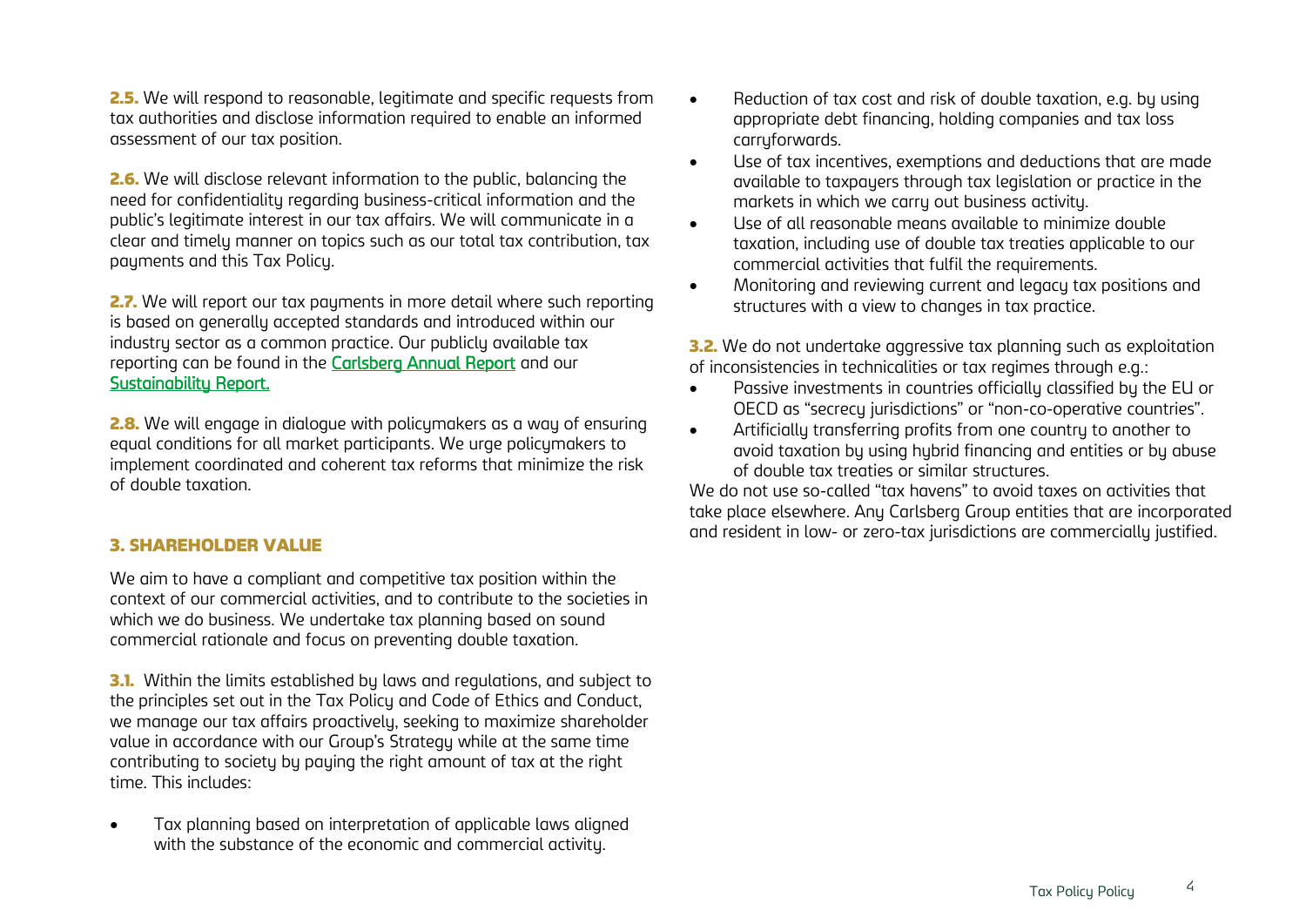**2.5.** We will respond to reasonable, legitimate and specific requests from tax authorities and disclose information required to enable an informed assessment of our tax position.

**2.6.** We will disclose relevant information to the public, balancing the need for confidentiality regarding business-critical information and the public's legitimate interest in our tax affairs. We will communicate in a clear and timely manner on topics such as our total tax contribution, tax payments and this Tax Policy.

**2.7.** We will report our tax payments in more detail where such reporting is based on generally accepted standards and introduced within our industry sector as a common practice. Our publicly available tax reporting can be found in the **Carlsberg Annual Report** and our **Sustainability Report.**

**2.8.** We will engage in dialogue with policymakers as a way of ensuring equal conditions for all market participants. We urge policymakers to implement coordinated and coherent tax reforms that minimize the risk of double taxation.

## 3. SHAREHOLDER VALUE

We aim to have a compliant and competitive tax position within the context of our commercial activities, and to contribute to the societies in which we do business. We undertake tax planning based on sound commercial rationale and focus on preventing double taxation.

**3.1.** Within the limits established by laws and regulations, and subject to the principles set out in the Tax Policy and Code of Ethics and Conduct, we manage our tax affairs proactively, seeking to maximize shareholder value in accordance with our Group's Strategy while at the same time contributing to society by paying the right amount of tax at the right time. This includes:

- Tax planning based on interpretation of applicable laws aligned with the substance of the economic and commercial activity.
- Reduction of tax cost and risk of double taxation, e.g. by using appropriate debt financing, holding companies and tax loss carryforwards.
- Use of tax incentives, exemptions and deductions that are made available to taxpayers through tax legislation or practice in the markets in which we carry out business activity.
- Use of all reasonable means available to minimize double taxation, including use of double tax treaties applicable to our commercial activities that fulfil the requirements.
- Monitoring and reviewing current and legacy tax positions and structures with a view to changes in tax practice.

**3.2.** We do not undertake aggressive tax planning such as exploitation of inconsistencies in technicalities or tax regimes through e.g.:

- Passive investments in countries officially classified by the EU or OECD as "secrecy jurisdictions" or "non-co-operative countries".
- Artificially transferring profits from one country to another to avoid taxation by using hybrid financing and entities or by abuse of double tax treaties or similar structures.

We do not use so-called "tax havens" to avoid taxes on activities that take place elsewhere. Any Carlsberg Group entities that are incorporated and resident in low- or zero-tax jurisdictions are commercially justified.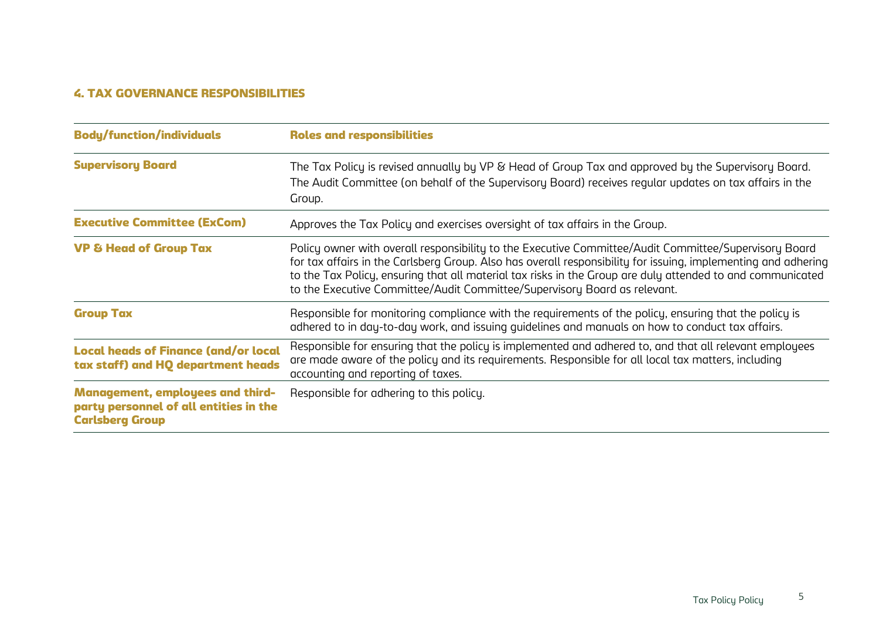## 4. TAX GOVERNANCE RESPONSIBILITIES

| Body/function/individuals | Roles and responsibilities |
| --- | --- |
| **Supervisory Board** | The Tax Policy is revised annually by VP & Head of Group Tax and approved by the Supervisory Board. The Audit Committee (on behalf of the Supervisory Board) receives regular updates on tax affairs in the Group. |
| **Executive Committee (ExCom)** | Approves the Tax Policy and exercises oversight of tax affairs in the Group. |
| **VP & Head of Group Tax** | Policy owner with overall responsibility to the Executive Committee/Audit Committee/Supervisory Board for tax affairs in the Carlsberg Group. Also has overall responsibility for issuing, implementing and adhering to the Tax Policy, ensuring that all material tax risks in the Group are duly attended to and communicated to the Executive Committee/Audit Committee/Supervisory Board as relevant. |
| **Group Tax** | Responsible for monitoring compliance with the requirements of the policy, ensuring that the policy is adhered to in day-to-day work, and issuing guidelines and manuals on how to conduct tax affairs. |
| **Local heads of Finance (and/or local tax staff) and HQ department heads** | Responsible for ensuring that the policy is implemented and adhered to, and that all relevant employees are made aware of the policy and its requirements. Responsible for all local tax matters, including accounting and reporting of taxes. |
| **Management, employees and third-party personnel of all entities in the Carlsberg Group** | Responsible for adhering to this policy. |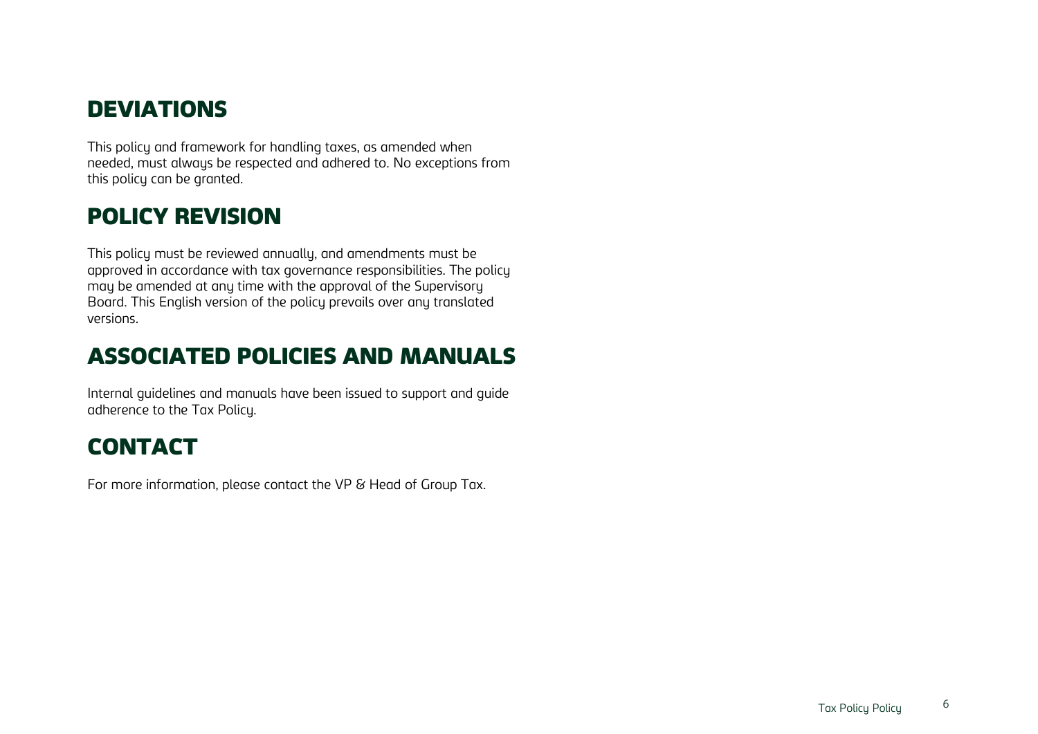## DEVIATIONS

This policy and framework for handling taxes, as amended when needed, must always be respected and adhered to. No exceptions from this policy can be granted.

## POLICY REVISION

This policy must be reviewed annually, and amendments must be approved in accordance with tax governance responsibilities. The policy may be amended at any time with the approval of the Supervisory Board. This English version of the policy prevails over any translated versions.

## ASSOCIATED POLICIES AND MANUALS

Internal guidelines and manuals have been issued to support and guide adherence to the Tax Policy.

## CONTACT

For more information, please contact the VP & Head of Group Tax.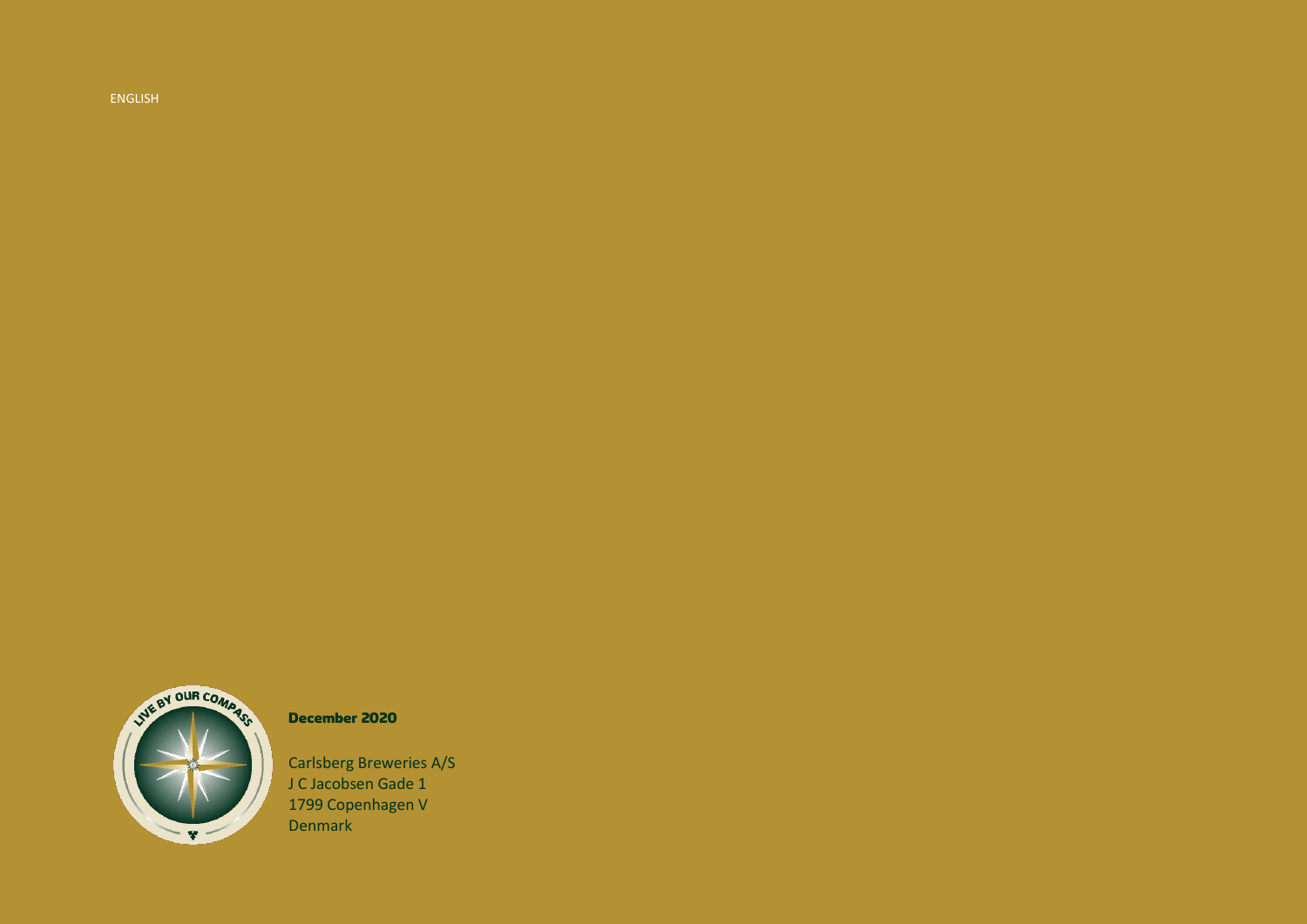ENGLISH

LIVE BY OUR COMPASS

**December 2020**

Carlsberg Breweries A/S
J C Jacobsen Gade 1
1799 Copenhagen V
Denmark